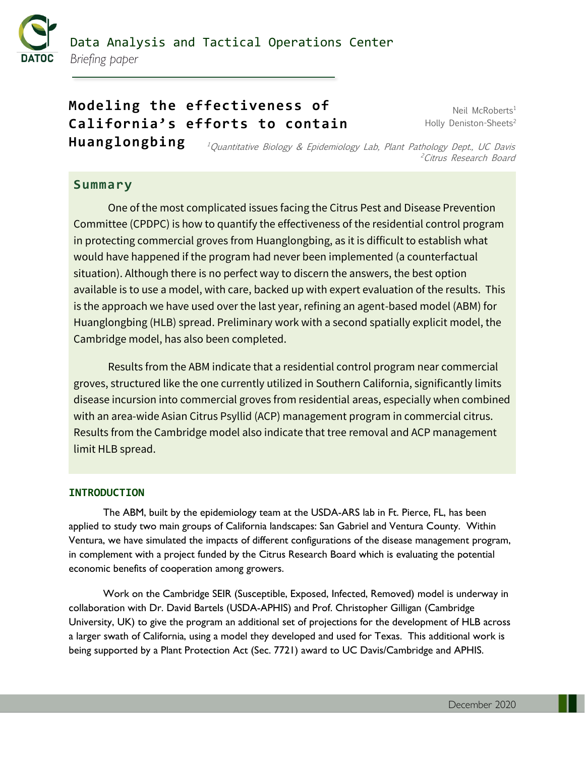Data Analysis and Tactical Operations Center

*Briefing paper*

# Modeling the effectiveness of California's efforts to contain Huanglongbing

Neil McRoberts[1]
Holly Deniston-Sheets[2]

*[1]Quantitative Biology & Epidemiology Lab, Plant Pathology Dept., UC Davis*
*[2]Citrus Research Board*

## Summary

One of the most complicated issues facing the Citrus Pest and Disease Prevention Committee (CPDPC) is how to quantify the effectiveness of the residential control program in protecting commercial groves from Huanglongbing, as it is difficult to establish what would have happened if the program had never been implemented (a counterfactual situation). Although there is no perfect way to discern the answers, the best option available is to use a model, with care, backed up with expert evaluation of the results. This is the approach we have used over the last year, refining an agent-based model (ABM) for Huanglongbing (HLB) spread. Preliminary work with a second spatially explicit model, the Cambridge model, has also been completed.

Results from the ABM indicate that a residential control program near commercial groves, structured like the one currently utilized in Southern California, significantly limits disease incursion into commercial groves from residential areas, especially when combined with an area-wide Asian Citrus Psyllid (ACP) management program in commercial citrus. Results from the Cambridge model also indicate that tree removal and ACP management limit HLB spread.

### INTRODUCTION

The ABM, built by the epidemiology team at the USDA-ARS lab in Ft. Pierce, FL, has been applied to study two main groups of California landscapes: San Gabriel and Ventura County. Within Ventura, we have simulated the impacts of different configurations of the disease management program, in complement with a project funded by the Citrus Research Board which is evaluating the potential economic benefits of cooperation among growers.

Work on the Cambridge SEIR (Susceptible, Exposed, Infected, Removed) model is underway in collaboration with Dr. David Bartels (USDA-APHIS) and Prof. Christopher Gilligan (Cambridge University, UK) to give the program an additional set of projections for the development of HLB across a larger swath of California, using a model they developed and used for Texas. This additional work is being supported by a Plant Protection Act (Sec. 7721) award to UC Davis/Cambridge and APHIS.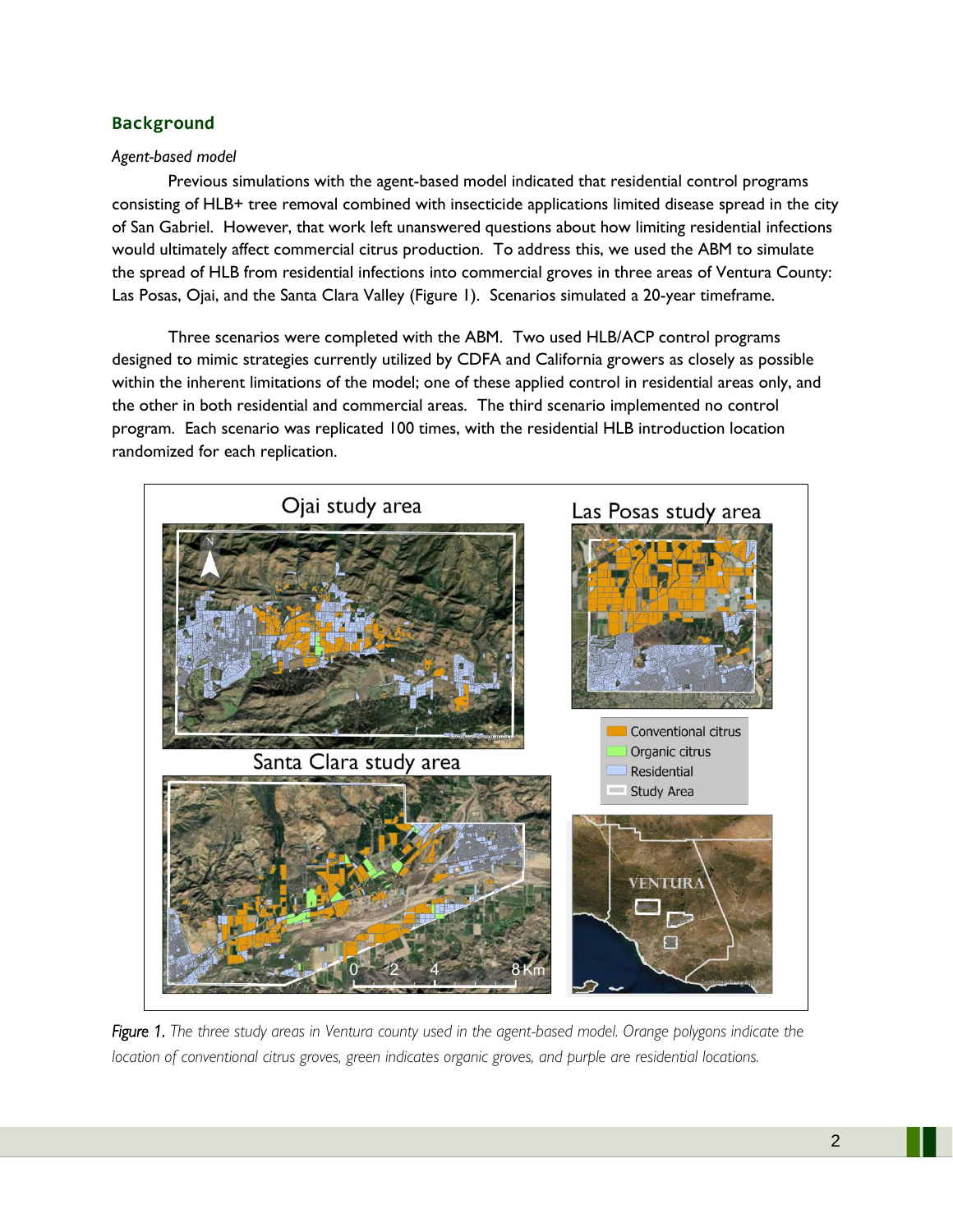## Background

*Agent-based model*

Previous simulations with the agent-based model indicated that residential control programs consisting of HLB+ tree removal combined with insecticide applications limited disease spread in the city of San Gabriel. However, that work left unanswered questions about how limiting residential infections would ultimately affect commercial citrus production. To address this, we used the ABM to simulate the spread of HLB from residential infections into commercial groves in three areas of Ventura County: Las Posas, Ojai, and the Santa Clara Valley (Figure 1). Scenarios simulated a 20-year timeframe.

Three scenarios were completed with the ABM. Two used HLB/ACP control programs designed to mimic strategies currently utilized by CDFA and California growers as closely as possible within the inherent limitations of the model; one of these applied control in residential areas only, and the other in both residential and commercial areas. The third scenario implemented no control program. Each scenario was replicated 100 times, with the residential HLB introduction location randomized for each replication.

*Figure 1. The three study areas in Ventura county used in the agent-based model. Orange polygons indicate the location of conventional citrus groves, green indicates organic groves, and purple are residential locations.*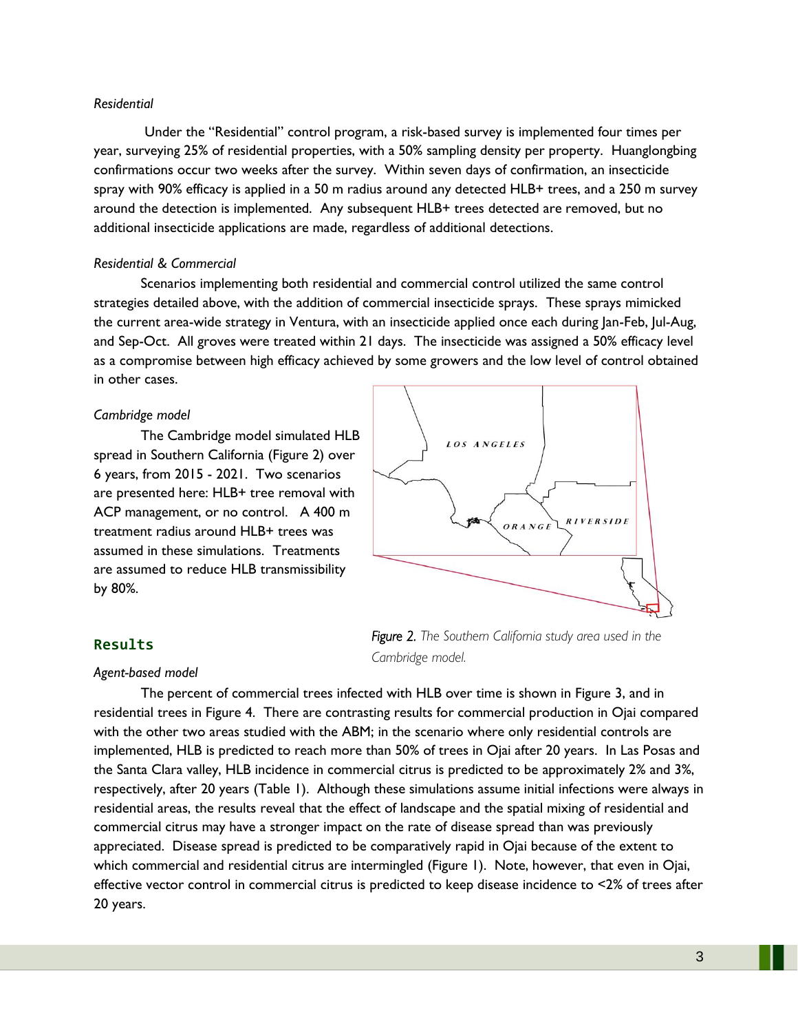*Residential*

Under the "Residential" control program, a risk-based survey is implemented four times per year, surveying 25% of residential properties, with a 50% sampling density per property. Huanglongbing confirmations occur two weeks after the survey. Within seven days of confirmation, an insecticide spray with 90% efficacy is applied in a 50 m radius around any detected HLB+ trees, and a 250 m survey around the detection is implemented. Any subsequent HLB+ trees detected are removed, but no additional insecticide applications are made, regardless of additional detections.

*Residential & Commercial*

Scenarios implementing both residential and commercial control utilized the same control strategies detailed above, with the addition of commercial insecticide sprays. These sprays mimicked the current area-wide strategy in Ventura, with an insecticide applied once each during Jan-Feb, Jul-Aug, and Sep-Oct. All groves were treated within 21 days. The insecticide was assigned a 50% efficacy level as a compromise between high efficacy achieved by some growers and the low level of control obtained in other cases.

*Cambridge model*

The Cambridge model simulated HLB spread in Southern California (Figure 2) over 6 years, from 2015 - 2021. Two scenarios are presented here: HLB+ tree removal with ACP management, or no control. A 400 m treatment radius around HLB+ trees was assumed in these simulations. Treatments are assumed to reduce HLB transmissibility by 80%.

*Figure 2. The Southern California study area used in the Cambridge model.*

## Results

*Agent-based model*

The percent of commercial trees infected with HLB over time is shown in Figure 3, and in residential trees in Figure 4. There are contrasting results for commercial production in Ojai compared with the other two areas studied with the ABM; in the scenario where only residential controls are implemented, HLB is predicted to reach more than 50% of trees in Ojai after 20 years. In Las Posas and the Santa Clara valley, HLB incidence in commercial citrus is predicted to be approximately 2% and 3%, respectively, after 20 years (Table 1). Although these simulations assume initial infections were always in residential areas, the results reveal that the effect of landscape and the spatial mixing of residential and commercial citrus may have a stronger impact on the rate of disease spread than was previously appreciated. Disease spread is predicted to be comparatively rapid in Ojai because of the extent to which commercial and residential citrus are intermingled (Figure 1). Note, however, that even in Ojai, effective vector control in commercial citrus is predicted to keep disease incidence to <2% of trees after 20 years.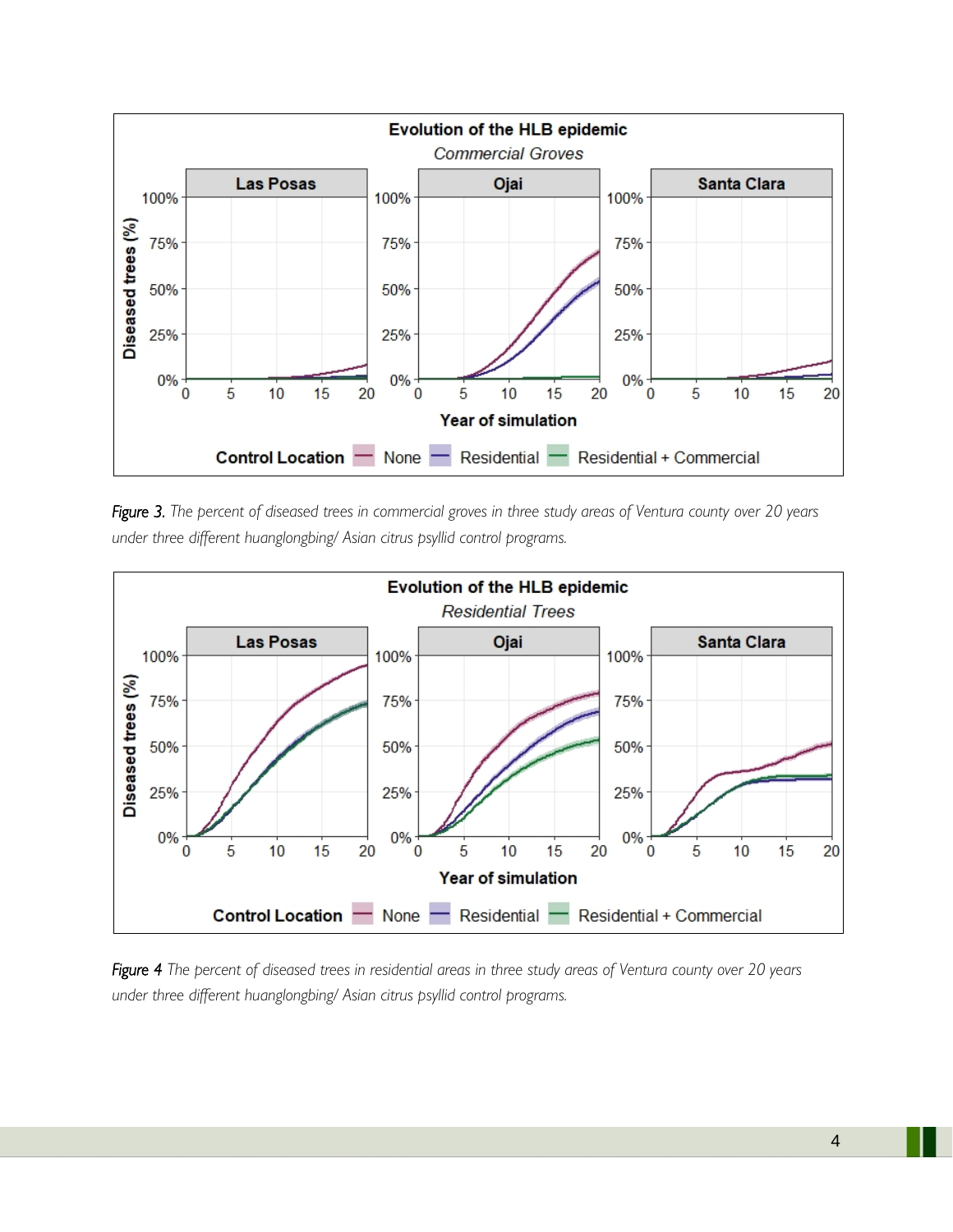*Figure 3. The percent of diseased trees in commercial groves in three study areas of Ventura county over 20 years under three different huanglongbing/ Asian citrus psyllid control programs.*

*Figure 4 The percent of diseased trees in residential areas in three study areas of Ventura county over 20 years under three different huanglongbing/ Asian citrus psyllid control programs.*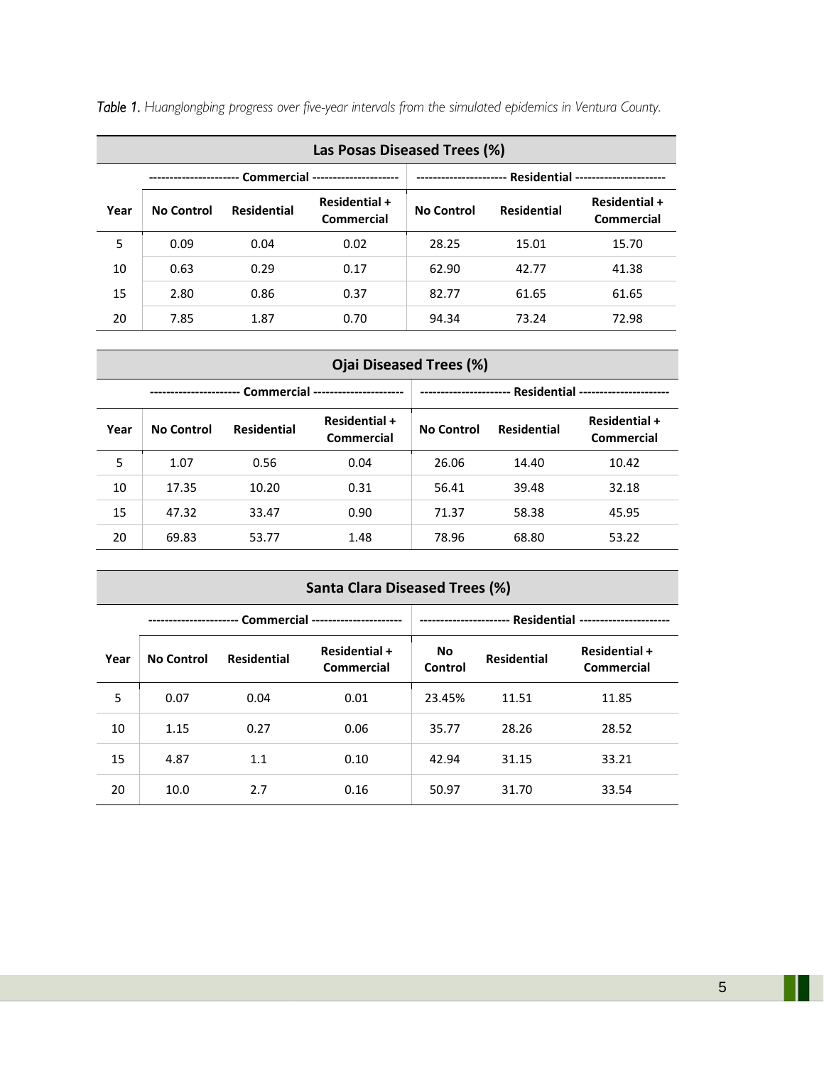*Table 1. Huanglongbing progress over five-year intervals from the simulated epidemics in Ventura County.*

| Las Posas Diseased Trees (%) | | | | | | |
|---|---|---|---|---|---|---|
| | Commercial | | | Residential | | |
| Year | No Control | Residential | Residential + Commercial | No Control | Residential | Residential + Commercial |
| 5 | 0.09 | 0.04 | 0.02 | 28.25 | 15.01 | 15.70 |
| 10 | 0.63 | 0.29 | 0.17 | 62.90 | 42.77 | 41.38 |
| 15 | 2.80 | 0.86 | 0.37 | 82.77 | 61.65 | 61.65 |
| 20 | 7.85 | 1.87 | 0.70 | 94.34 | 73.24 | 72.98 |

| Ojai Diseased Trees (%) | | | | | | |
|---|---|---|---|---|---|---|
| | Commercial | | | Residential | | |
| Year | No Control | Residential | Residential + Commercial | No Control | Residential | Residential + Commercial |
| 5 | 1.07 | 0.56 | 0.04 | 26.06 | 14.40 | 10.42 |
| 10 | 17.35 | 10.20 | 0.31 | 56.41 | 39.48 | 32.18 |
| 15 | 47.32 | 33.47 | 0.90 | 71.37 | 58.38 | 45.95 |
| 20 | 69.83 | 53.77 | 1.48 | 78.96 | 68.80 | 53.22 |

| Santa Clara Diseased Trees (%) | | | | | | |
|---|---|---|---|---|---|---|
| | Commercial | | | Residential | | |
| Year | No Control | Residential | Residential + Commercial | No Control | Residential | Residential + Commercial |
| 5 | 0.07 | 0.04 | 0.01 | 23.45% | 11.51 | 11.85 |
| 10 | 1.15 | 0.27 | 0.06 | 35.77 | 28.26 | 28.52 |
| 15 | 4.87 | 1.1 | 0.10 | 42.94 | 31.15 | 33.21 |
| 20 | 10.0 | 2.7 | 0.16 | 50.97 | 31.70 | 33.54 |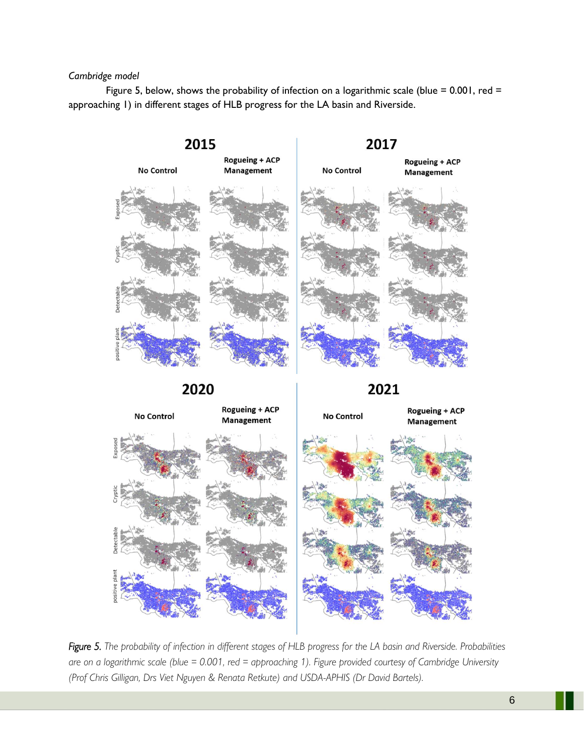*Cambridge model*

Figure 5, below, shows the probability of infection on a logarithmic scale (blue = 0.001, red = approaching 1) in different stages of HLB progress for the LA basin and Riverside.

*Figure 5. The probability of infection in different stages of HLB progress for the LA basin and Riverside. Probabilities are on a logarithmic scale (blue = 0.001, red = approaching 1). Figure provided courtesy of Cambridge University (Prof Chris Gilligan, Drs Viet Nguyen & Renata Retkute) and USDA-APHIS (Dr David Bartels).*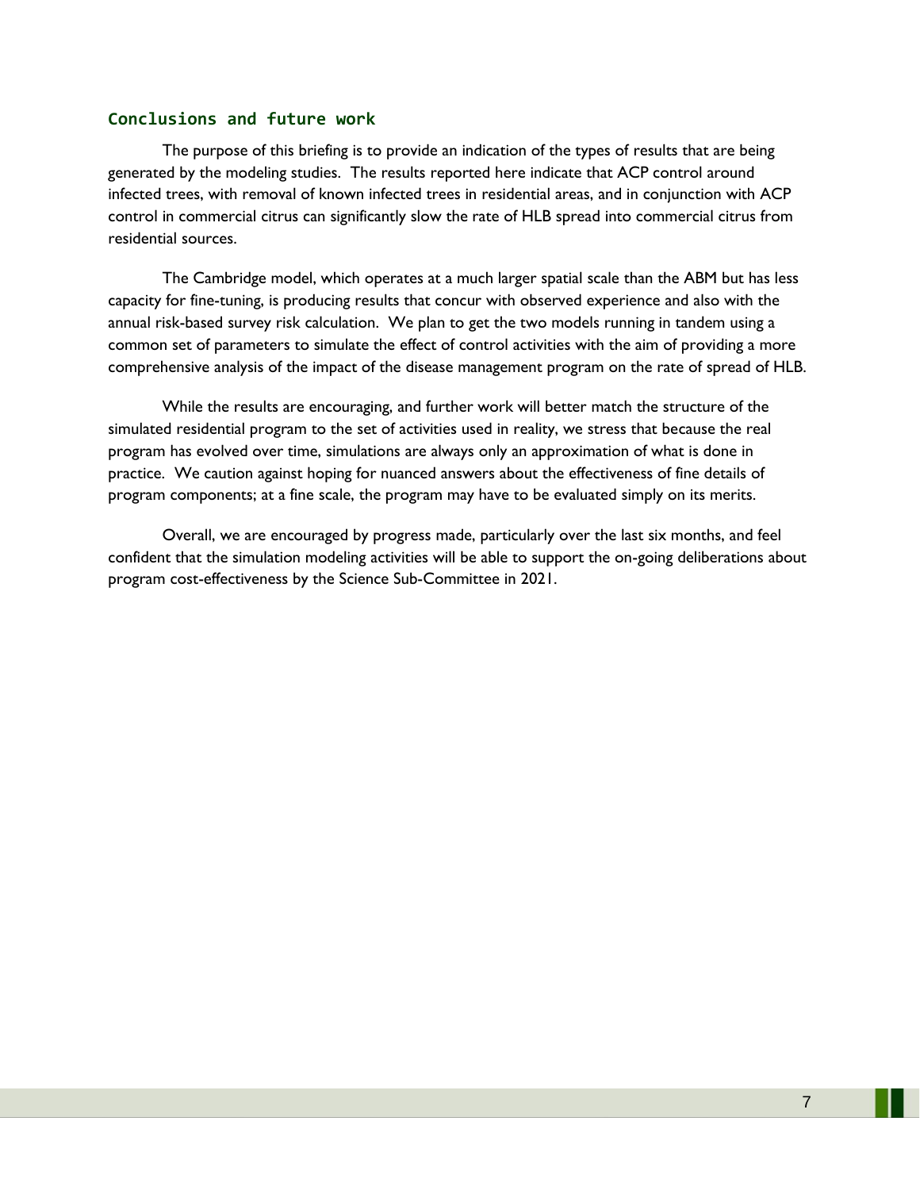## Conclusions and future work

The purpose of this briefing is to provide an indication of the types of results that are being generated by the modeling studies. The results reported here indicate that ACP control around infected trees, with removal of known infected trees in residential areas, and in conjunction with ACP control in commercial citrus can significantly slow the rate of HLB spread into commercial citrus from residential sources.

The Cambridge model, which operates at a much larger spatial scale than the ABM but has less capacity for fine-tuning, is producing results that concur with observed experience and also with the annual risk-based survey risk calculation. We plan to get the two models running in tandem using a common set of parameters to simulate the effect of control activities with the aim of providing a more comprehensive analysis of the impact of the disease management program on the rate of spread of HLB.

While the results are encouraging, and further work will better match the structure of the simulated residential program to the set of activities used in reality, we stress that because the real program has evolved over time, simulations are always only an approximation of what is done in practice. We caution against hoping for nuanced answers about the effectiveness of fine details of program components; at a fine scale, the program may have to be evaluated simply on its merits.

Overall, we are encouraged by progress made, particularly over the last six months, and feel confident that the simulation modeling activities will be able to support the on-going deliberations about program cost-effectiveness by the Science Sub-Committee in 2021.